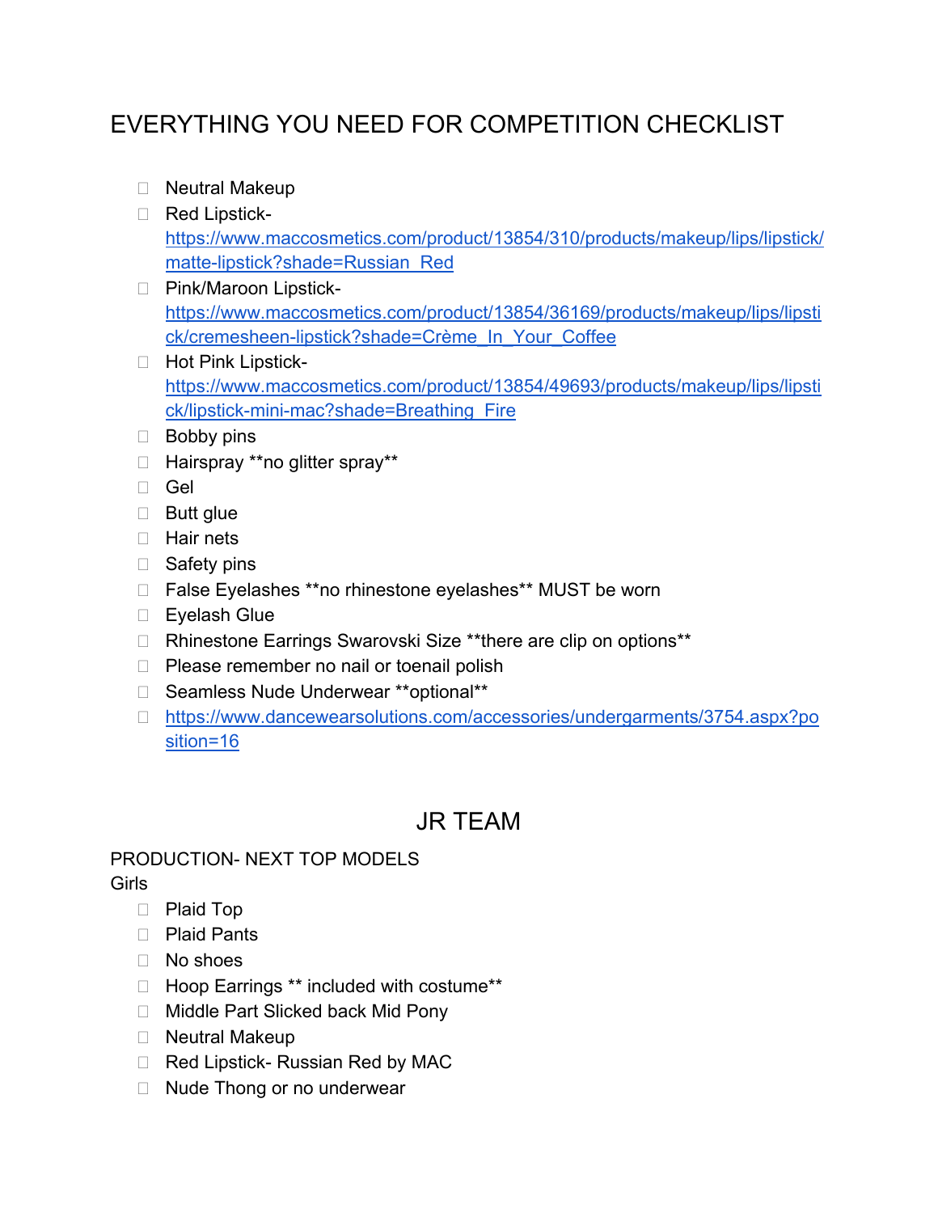# EVERYTHING YOU NEED FOR COMPETITION CHECKLIST

- Neutral Makeup
- Red Lipstick- https://www.maccosmetics.com/product/13854/310/products/makeup/lips/lipstick/matte-lipstick?shade=Russian_Red
- Pink/Maroon Lipstick- https://www.maccosmetics.com/product/13854/36169/products/makeup/lips/lipstick/cremesheen-lipstick?shade=Crème_In_Your_Coffee
- Hot Pink Lipstick- https://www.maccosmetics.com/product/13854/49693/products/makeup/lips/lipstick/lipstick-mini-mac?shade=Breathing_Fire
- Bobby pins
- Hairspray **no glitter spray**
- Gel
- Butt glue
- Hair nets
- Safety pins
- False Eyelashes **no rhinestone eyelashes** MUST be worn
- Eyelash Glue
- Rhinestone Earrings Swarovski Size **there are clip on options**
- Please remember no nail or toenail polish
- Seamless Nude Underwear **optional**
- https://www.dancewearsolutions.com/accessories/undergarments/3754.aspx?position=16

## JR TEAM

PRODUCTION- NEXT TOP MODELS

Girls

- Plaid Top
- Plaid Pants
- No shoes
- Hoop Earrings ** included with costume**
- Middle Part Slicked back Mid Pony
- Neutral Makeup
- Red Lipstick- Russian Red by MAC
- Nude Thong or no underwear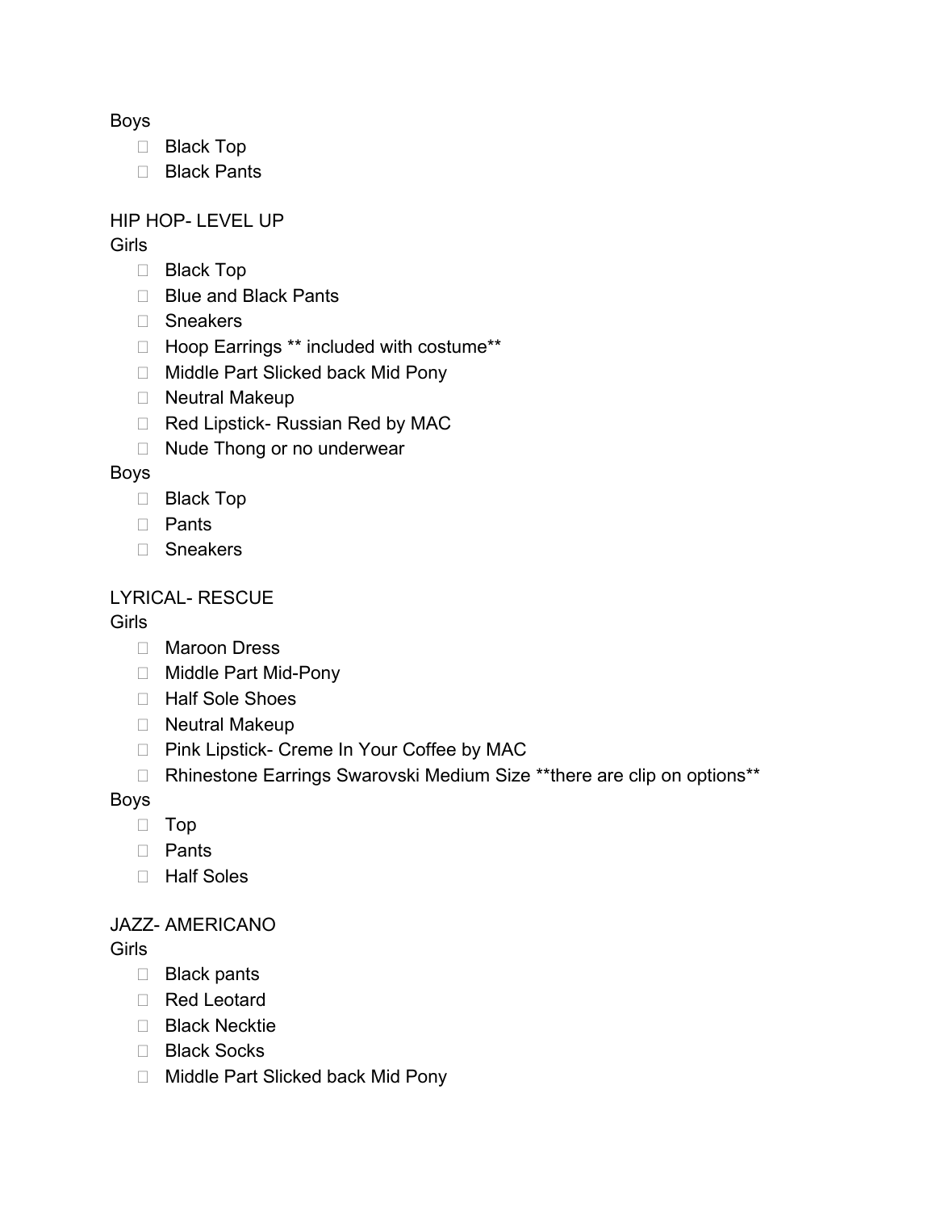Boys

- [ ] Black Top
- [ ] Black Pants

HIP HOP- LEVEL UP

Girls

- [ ] Black Top
- [ ] Blue and Black Pants
- [ ] Sneakers
- [ ] Hoop Earrings ** included with costume**
- [ ] Middle Part Slicked back Mid Pony
- [ ] Neutral Makeup
- [ ] Red Lipstick- Russian Red by MAC
- [ ] Nude Thong or no underwear

Boys

- [ ] Black Top
- [ ] Pants
- [ ] Sneakers

LYRICAL- RESCUE

Girls

- [ ] Maroon Dress
- [ ] Middle Part Mid-Pony
- [ ] Half Sole Shoes
- [ ] Neutral Makeup
- [ ] Pink Lipstick- Creme In Your Coffee by MAC
- [ ] Rhinestone Earrings Swarovski Medium Size **there are clip on options**

Boys

- [ ] Top
- [ ] Pants
- [ ] Half Soles

JAZZ- AMERICANO

Girls

- [ ] Black pants
- [ ] Red Leotard
- [ ] Black Necktie
- [ ] Black Socks
- [ ] Middle Part Slicked back Mid Pony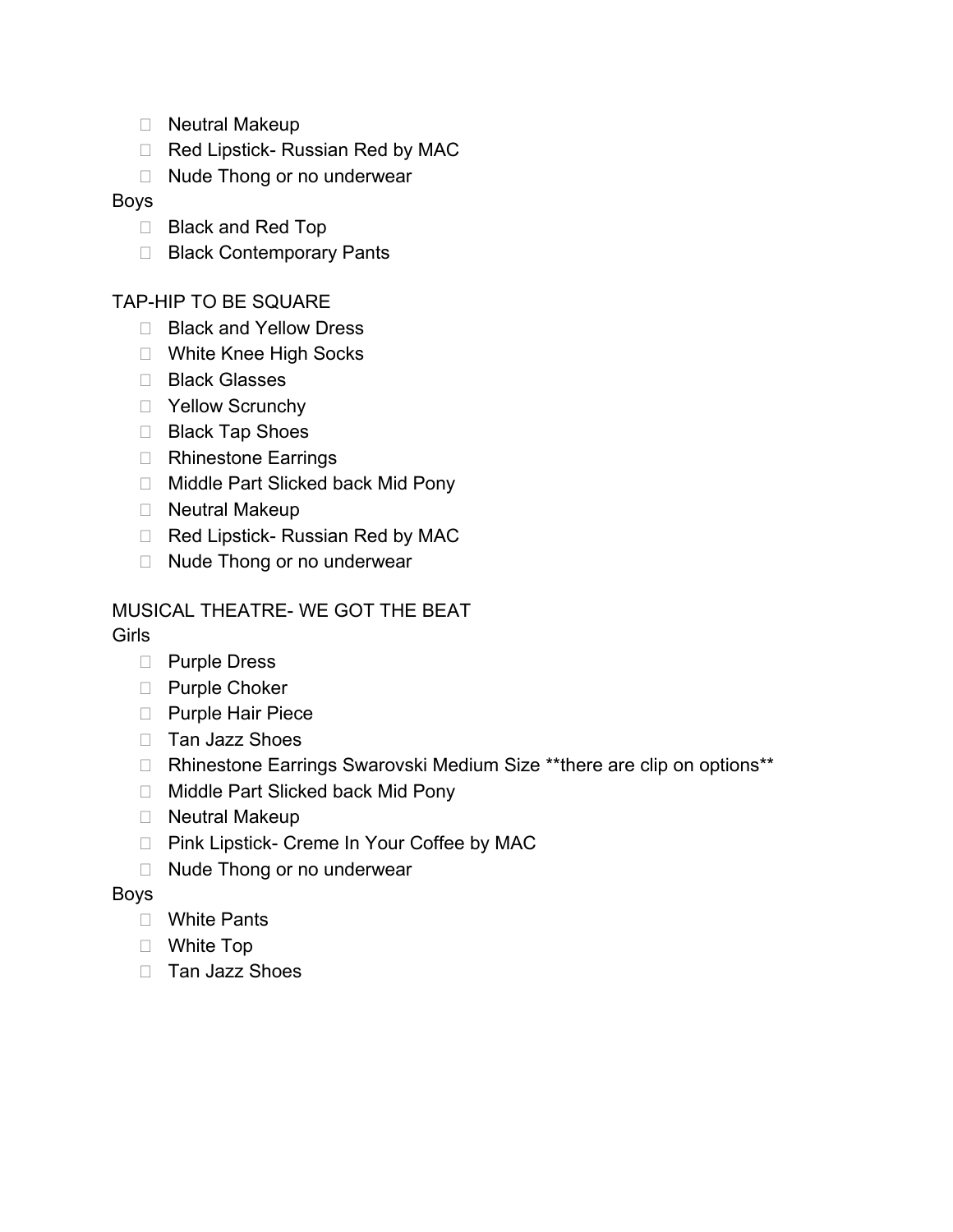- [ ] Neutral Makeup
- [ ] Red Lipstick- Russian Red by MAC
- [ ] Nude Thong or no underwear

Boys

- [ ] Black and Red Top
- [ ] Black Contemporary Pants

TAP-HIP TO BE SQUARE

- [ ] Black and Yellow Dress
- [ ] White Knee High Socks
- [ ] Black Glasses
- [ ] Yellow Scrunchy
- [ ] Black Tap Shoes
- [ ] Rhinestone Earrings
- [ ] Middle Part Slicked back Mid Pony
- [ ] Neutral Makeup
- [ ] Red Lipstick- Russian Red by MAC
- [ ] Nude Thong or no underwear

MUSICAL THEATRE- WE GOT THE BEAT

Girls

- [ ] Purple Dress
- [ ] Purple Choker
- [ ] Purple Hair Piece
- [ ] Tan Jazz Shoes
- [ ] Rhinestone Earrings Swarovski Medium Size **there are clip on options**
- [ ] Middle Part Slicked back Mid Pony
- [ ] Neutral Makeup
- [ ] Pink Lipstick- Creme In Your Coffee by MAC
- [ ] Nude Thong or no underwear

Boys

- [ ] White Pants
- [ ] White Top
- [ ] Tan Jazz Shoes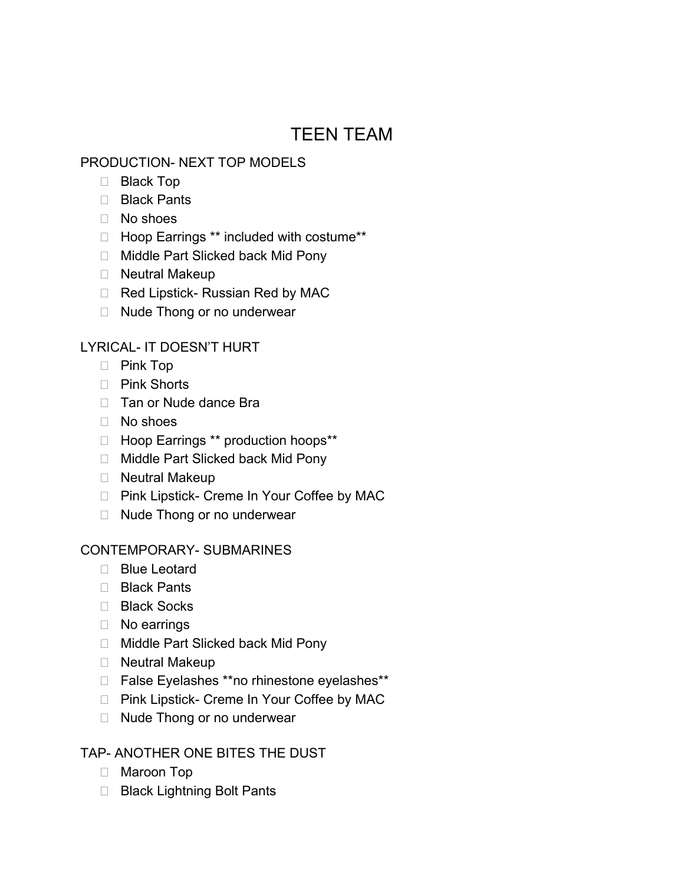# TEEN TEAM

PRODUCTION- NEXT TOP MODELS

- [ ] Black Top
- [ ] Black Pants
- [ ] No shoes
- [ ] Hoop Earrings ** included with costume**
- [ ] Middle Part Slicked back Mid Pony
- [ ] Neutral Makeup
- [ ] Red Lipstick- Russian Red by MAC
- [ ] Nude Thong or no underwear

LYRICAL- IT DOESN'T HURT

- [ ] Pink Top
- [ ] Pink Shorts
- [ ] Tan or Nude dance Bra
- [ ] No shoes
- [ ] Hoop Earrings ** production hoops**
- [ ] Middle Part Slicked back Mid Pony
- [ ] Neutral Makeup
- [ ] Pink Lipstick- Creme In Your Coffee by MAC
- [ ] Nude Thong or no underwear

CONTEMPORARY- SUBMARINES

- [ ] Blue Leotard
- [ ] Black Pants
- [ ] Black Socks
- [ ] No earrings
- [ ] Middle Part Slicked back Mid Pony
- [ ] Neutral Makeup
- [ ] False Eyelashes **no rhinestone eyelashes**
- [ ] Pink Lipstick- Creme In Your Coffee by MAC
- [ ] Nude Thong or no underwear

TAP- ANOTHER ONE BITES THE DUST

- [ ] Maroon Top
- [ ] Black Lightning Bolt Pants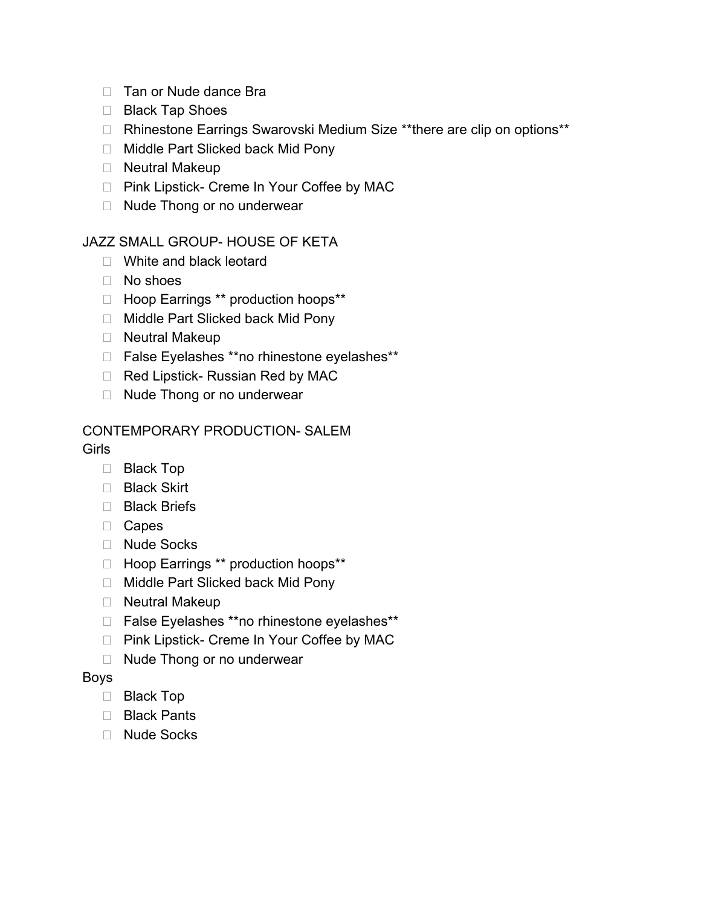- Tan or Nude dance Bra
- Black Tap Shoes
- Rhinestone Earrings Swarovski Medium Size **there are clip on options**
- Middle Part Slicked back Mid Pony
- Neutral Makeup
- Pink Lipstick- Creme In Your Coffee by MAC
- Nude Thong or no underwear

JAZZ SMALL GROUP- HOUSE OF KETA

- White and black leotard
- No shoes
- Hoop Earrings ** production hoops**
- Middle Part Slicked back Mid Pony
- Neutral Makeup
- False Eyelashes **no rhinestone eyelashes**
- Red Lipstick- Russian Red by MAC
- Nude Thong or no underwear

CONTEMPORARY PRODUCTION- SALEM

Girls

- Black Top
- Black Skirt
- Black Briefs
- Capes
- Nude Socks
- Hoop Earrings ** production hoops**
- Middle Part Slicked back Mid Pony
- Neutral Makeup
- False Eyelashes **no rhinestone eyelashes**
- Pink Lipstick- Creme In Your Coffee by MAC
- Nude Thong or no underwear

Boys

- Black Top
- Black Pants
- Nude Socks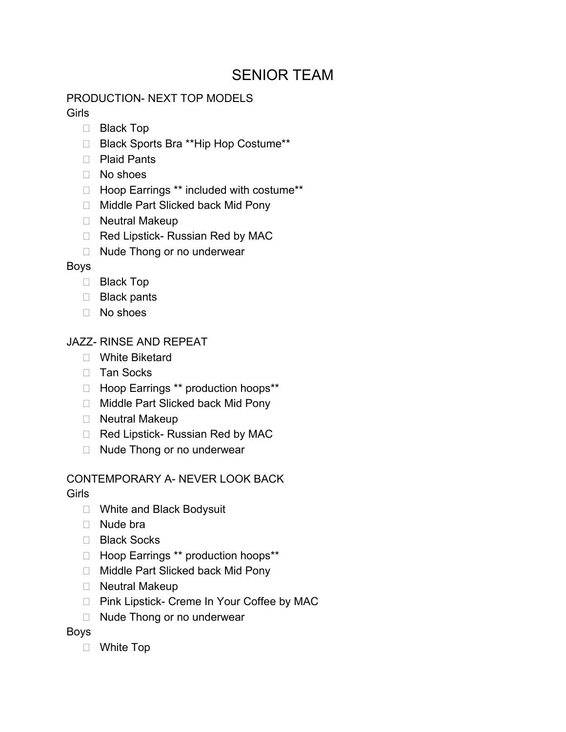# SENIOR TEAM

PRODUCTION- NEXT TOP MODELS

Girls

- Black Top
- Black Sports Bra **Hip Hop Costume**
- Plaid Pants
- No shoes
- Hoop Earrings ** included with costume**
- Middle Part Slicked back Mid Pony
- Neutral Makeup
- Red Lipstick- Russian Red by MAC
- Nude Thong or no underwear

Boys

- Black Top
- Black pants
- No shoes

JAZZ- RINSE AND REPEAT

- White Biketard
- Tan Socks
- Hoop Earrings ** production hoops**
- Middle Part Slicked back Mid Pony
- Neutral Makeup
- Red Lipstick- Russian Red by MAC
- Nude Thong or no underwear

CONTEMPORARY A- NEVER LOOK BACK

Girls

- White and Black Bodysuit
- Nude bra
- Black Socks
- Hoop Earrings ** production hoops**
- Middle Part Slicked back Mid Pony
- Neutral Makeup
- Pink Lipstick- Creme In Your Coffee by MAC
- Nude Thong or no underwear

Boys

- White Top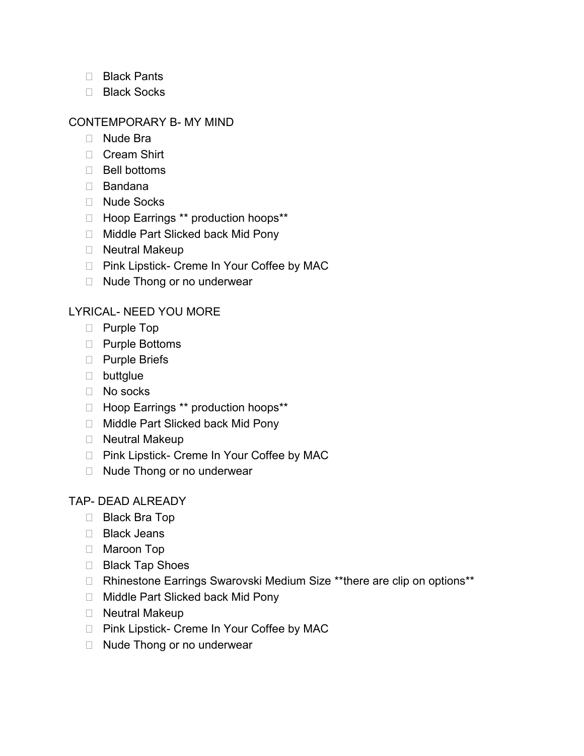- Black Pants
- Black Socks

CONTEMPORARY B- MY MIND

- Nude Bra
- Cream Shirt
- Bell bottoms
- Bandana
- Nude Socks
- Hoop Earrings ** production hoops**
- Middle Part Slicked back Mid Pony
- Neutral Makeup
- Pink Lipstick- Creme In Your Coffee by MAC
- Nude Thong or no underwear

LYRICAL- NEED YOU MORE

- Purple Top
- Purple Bottoms
- Purple Briefs
- buttglue
- No socks
- Hoop Earrings ** production hoops**
- Middle Part Slicked back Mid Pony
- Neutral Makeup
- Pink Lipstick- Creme In Your Coffee by MAC
- Nude Thong or no underwear

TAP- DEAD ALREADY

- Black Bra Top
- Black Jeans
- Maroon Top
- Black Tap Shoes
- Rhinestone Earrings Swarovski Medium Size **there are clip on options**
- Middle Part Slicked back Mid Pony
- Neutral Makeup
- Pink Lipstick- Creme In Your Coffee by MAC
- Nude Thong or no underwear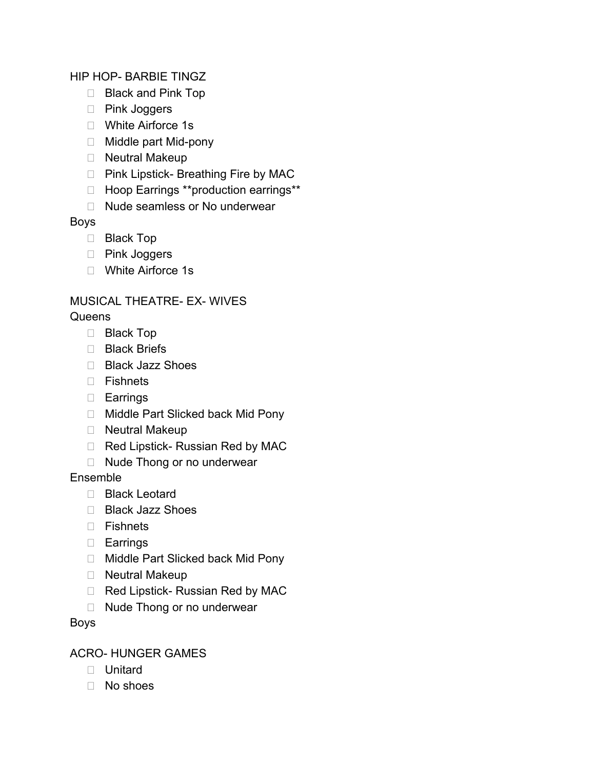HIP HOP- BARBIE TINGZ

- Black and Pink Top
- Pink Joggers
- White Airforce 1s
- Middle part Mid-pony
- Neutral Makeup
- Pink Lipstick- Breathing Fire by MAC
- Hoop Earrings **production earrings**
- Nude seamless or No underwear

Boys

- Black Top
- Pink Joggers
- White Airforce 1s

MUSICAL THEATRE- EX- WIVES

Queens

- Black Top
- Black Briefs
- Black Jazz Shoes
- Fishnets
- Earrings
- Middle Part Slicked back Mid Pony
- Neutral Makeup
- Red Lipstick- Russian Red by MAC
- Nude Thong or no underwear

Ensemble

- Black Leotard
- Black Jazz Shoes
- Fishnets
- Earrings
- Middle Part Slicked back Mid Pony
- Neutral Makeup
- Red Lipstick- Russian Red by MAC
- Nude Thong or no underwear

Boys

ACRO- HUNGER GAMES

- Unitard
- No shoes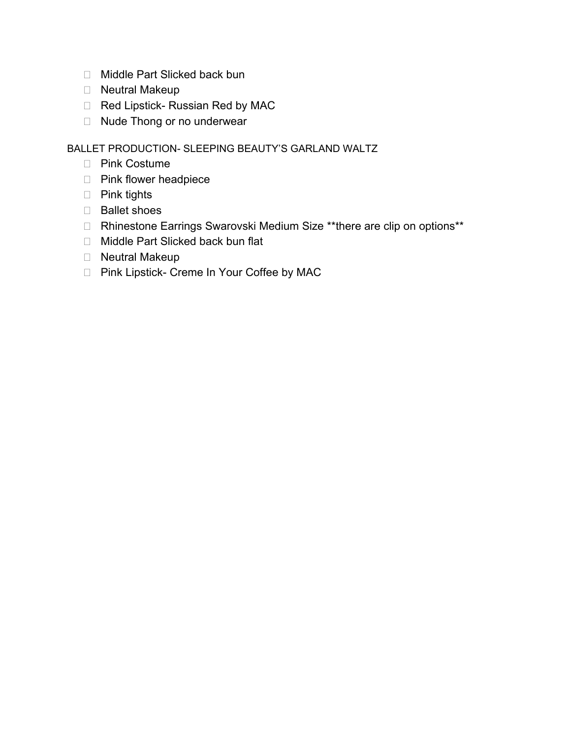- Middle Part Slicked back bun
- Neutral Makeup
- Red Lipstick- Russian Red by MAC
- Nude Thong or no underwear

BALLET PRODUCTION- SLEEPING BEAUTY'S GARLAND WALTZ

- Pink Costume
- Pink flower headpiece
- Pink tights
- Ballet shoes
- Rhinestone Earrings Swarovski Medium Size **there are clip on options**
- Middle Part Slicked back bun flat
- Neutral Makeup
- Pink Lipstick- Creme In Your Coffee by MAC